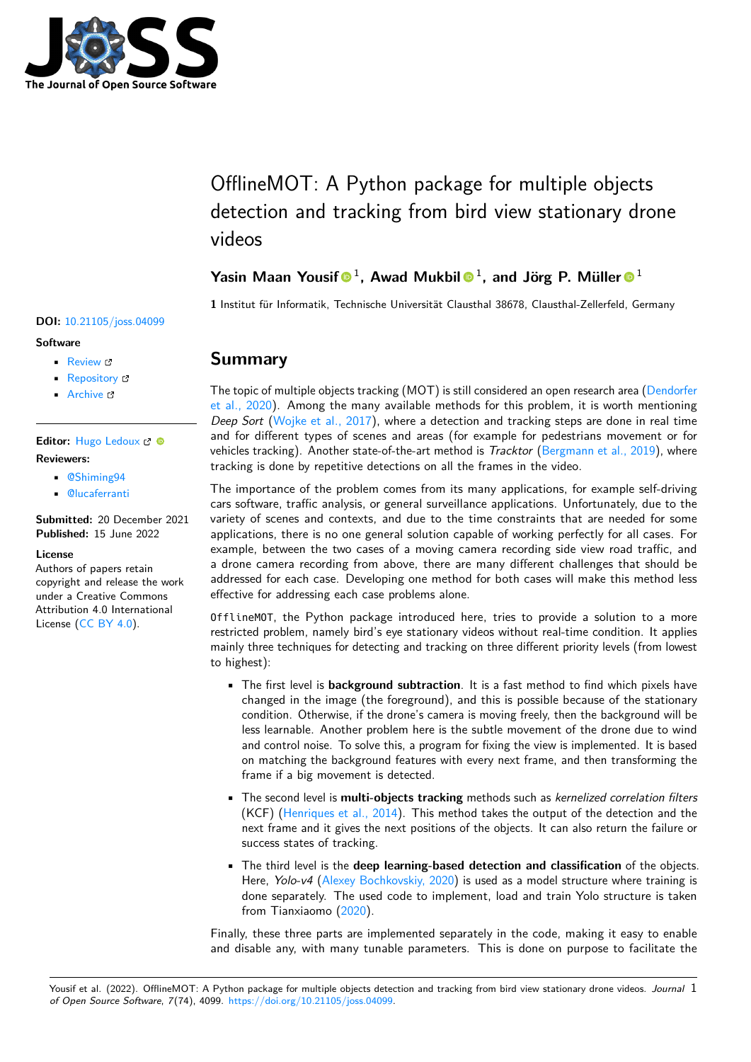# OfflineMOT: A Python package for multiple objects detection and tracking from bird view stationary drone videos

**Yasin Maan Yousif** [1], **Awad Mukbil** [1], **and Jörg P. Müller** [1]

**1** Institut für Informatik, Technische Universität Clausthal 38678, Clausthal-Zellerfeld, Germany

**DOI:** 10.21105/joss.04099

**Software**

- Review
- Repository
- Archive

**Editor:** Hugo Ledoux

**Reviewers:**

- @Shiming94
- @lucaferranti

**Submitted:** 20 December 2021
**Published:** 15 June 2022

**License**
Authors of papers retain copyright and release the work under a Creative Commons Attribution 4.0 International License (CC BY 4.0).

## Summary

The topic of multiple objects tracking (MOT) is still considered an open research area (Dendorfer et al., 2020). Among the many available methods for this problem, it is worth mentioning *Deep Sort* (Wojke et al., 2017), where a detection and tracking steps are done in real time and for different types of scenes and areas (for example for pedestrians movement or for vehicles tracking). Another state-of-the-art method is *Tracktor* (Bergmann et al., 2019), where tracking is done by repetitive detections on all the frames in the video.

The importance of the problem comes from its many applications, for example self-driving cars software, traffic analysis, or general surveillance applications. Unfortunately, due to the variety of scenes and contexts, and due to the time constraints that are needed for some applications, there is no one general solution capable of working perfectly for all cases. For example, between the two cases of a moving camera recording side view road traffic, and a drone camera recording from above, there are many different challenges that should be addressed for each case. Developing one method for both cases will make this method less effective for addressing each case problems alone.

`OfflineMOT`, the Python package introduced here, tries to provide a solution to a more restricted problem, namely bird's eye stationary videos without real-time condition. It applies mainly three techniques for detecting and tracking on three different priority levels (from lowest to highest):

- The first level is **background subtraction**. It is a fast method to find which pixels have changed in the image (the foreground), and this is possible because of the stationary condition. Otherwise, if the drone's camera is moving freely, then the background will be less learnable. Another problem here is the subtle movement of the drone due to wind and control noise. To solve this, a program for fixing the view is implemented. It is based on matching the background features with every next frame, and then transforming the frame if a big movement is detected.
- The second level is **multi-objects tracking** methods such as *kernelized correlation filters* (KCF) (Henriques et al., 2014). This method takes the output of the detection and the next frame and it gives the next positions of the objects. It can also return the failure or success states of tracking.
- The third level is the **deep learning-based detection and classification** of the objects. Here, *Yolo-v4* (Alexey Bochkovskiy, 2020) is used as a model structure where training is done separately. The used code to implement, load and train Yolo structure is taken from Tianxiaomo (2020).

Finally, these three parts are implemented separately in the code, making it easy to enable and disable any, with many tunable parameters. This is done on purpose to facilitate the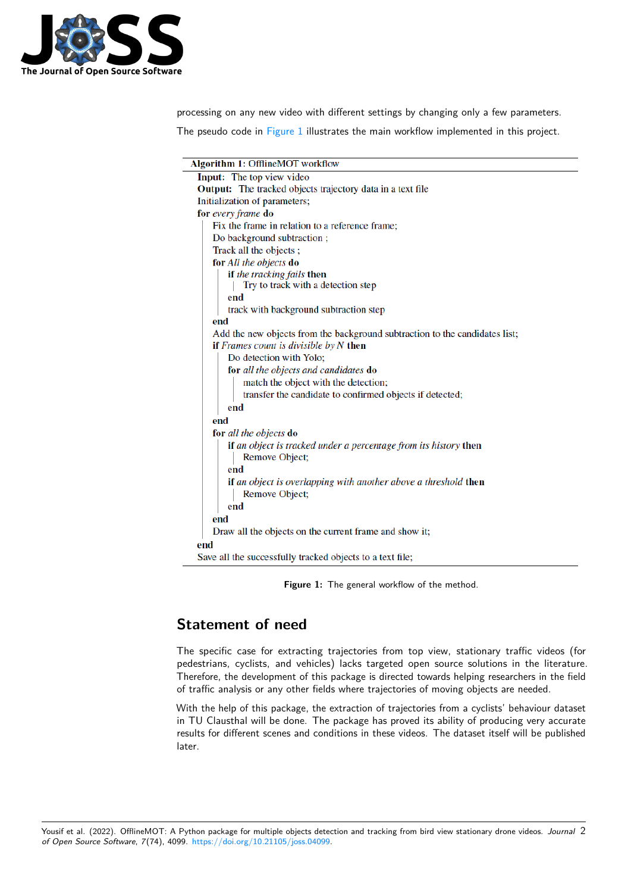processing on any new video with different settings by changing only a few parameters.

The pseudo code in Figure 1 illustrates the main workflow implemented in this project.

```
Algorithm 1: OfflineMOT workflow
  Input: The top view video
  Output: The tracked objects trajectory data in a text file
  Initialization of parameters;
  for every frame do
      Fix the frame in relation to a reference frame;
      Do background subtraction ;
      Track all the objects ;
      for All the objects do
          if the tracking fails then
              Try to track with a detection step
          end
          track with background subtraction step
      end
      Add the new objects from the background subtraction to the candidates list;
      if Frames count is divisible by N then
          Do detection with Yolo;
          for all the objects and candidates do
              match the object with the detection;
              transfer the candidate to confirmed objects if detected;
          end
      end
      for all the objects do
          if an object is tracked under a percentage from its history then
              Remove Object;
          end
          if an object is overlapping with another above a threshold then
              Remove Object;
          end
      end
      Draw all the objects on the current frame and show it;
  end
  Save all the successfully tracked objects to a text file;
```

**Figure 1:** The general workflow of the method.

## Statement of need

The specific case for extracting trajectories from top view, stationary traffic videos (for pedestrians, cyclists, and vehicles) lacks targeted open source solutions in the literature. Therefore, the development of this package is directed towards helping researchers in the field of traffic analysis or any other fields where trajectories of moving objects are needed.

With the help of this package, the extraction of trajectories from a cyclists' behaviour dataset in TU Clausthal will be done. The package has proved its ability of producing very accurate results for different scenes and conditions in these videos. The dataset itself will be published later.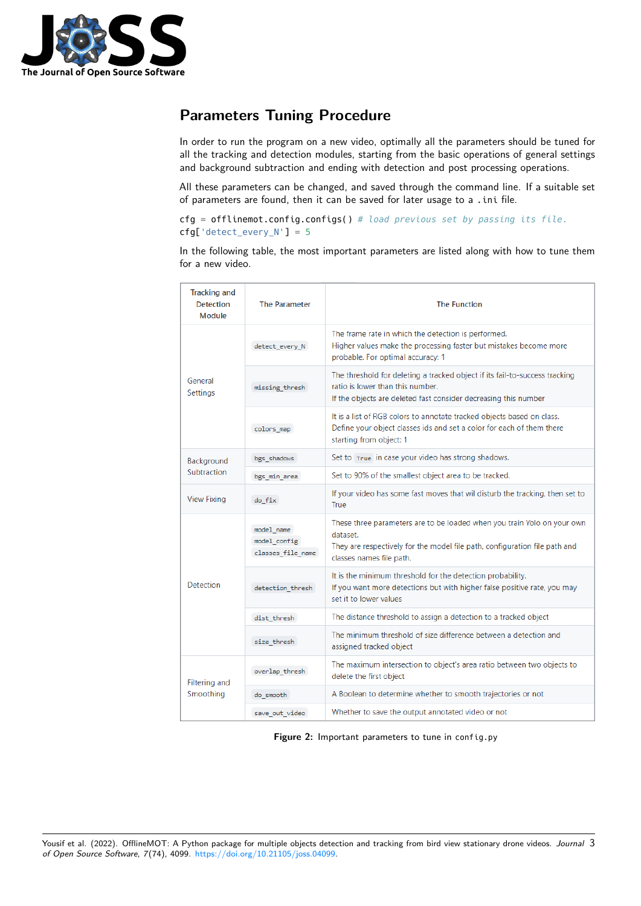## Parameters Tuning Procedure

In order to run the program on a new video, optimally all the parameters should be tuned for all the tracking and detection modules, starting from the basic operations of general settings and background subtraction and ending with detection and post processing operations.

All these parameters can be changed, and saved through the command line. If a suitable set of parameters are found, then it can be saved for later usage to a `.ini` file.

```
cfg = offlinemot.config.configs() # load previous set by passing its file.
cfg['detect_every_N'] = 5
```

In the following table, the most important parameters are listed along with how to tune them for a new video.

| Tracking and Detection Module | The Parameter | The Function |
|---|---|---|
| General Settings | `detect_every_N` | The frame rate in which the detection is performed. Higher values make the processing faster but mistakes become more probable. For optimal accuracy: 1 |
| | `missing_thresh` | The threshold for deleting a tracked object if its fail-to-success tracking ratio is lower than this number. If the objects are deleted fast consider decreasing this number |
| | `colors_map` | It is a list of RGB colors to annotate tracked objects based on class. Define your object classes ids and set a color for each of them there starting from object: 1 |
| Background Subtraction | `bgs_shadows` | Set to `True` in case your video has strong shadows. |
| | `bgs_min_area` | Set to 90% of the smallest object area to be tracked. |
| View Fixing | `do_fix` | If your video has some fast moves that wil disturb the tracking, then set to True |
| Detection | `model_name` `model_config` `classes_file_name` | These three parameters are to be loaded when you train Yolo on your own dataset. They are respectively for the model file path, configuration file path and classes names file path. |
| | `detection_thresh` | It is the minimum threshold for the detection probability. If you want more detections but with higher false positive rate, you may set it to lower values |
| | `dist_thresh` | The distance threshold to assign a detection to a tracked object |
| | `size_thresh` | The minimum threshold of size difference between a detection and assigned tracked object |
| Filtering and Smoothing | `overlap_thresh` | The maximum intersection to object's area ratio between two objects to delete the first object |
| | `do_smooth` | A Boolean to determine whether to smooth trajectories or not |
| | `save_out_video` | Whether to save the output annotated video or not |

**Figure 2:** Important parameters to tune in `config.py`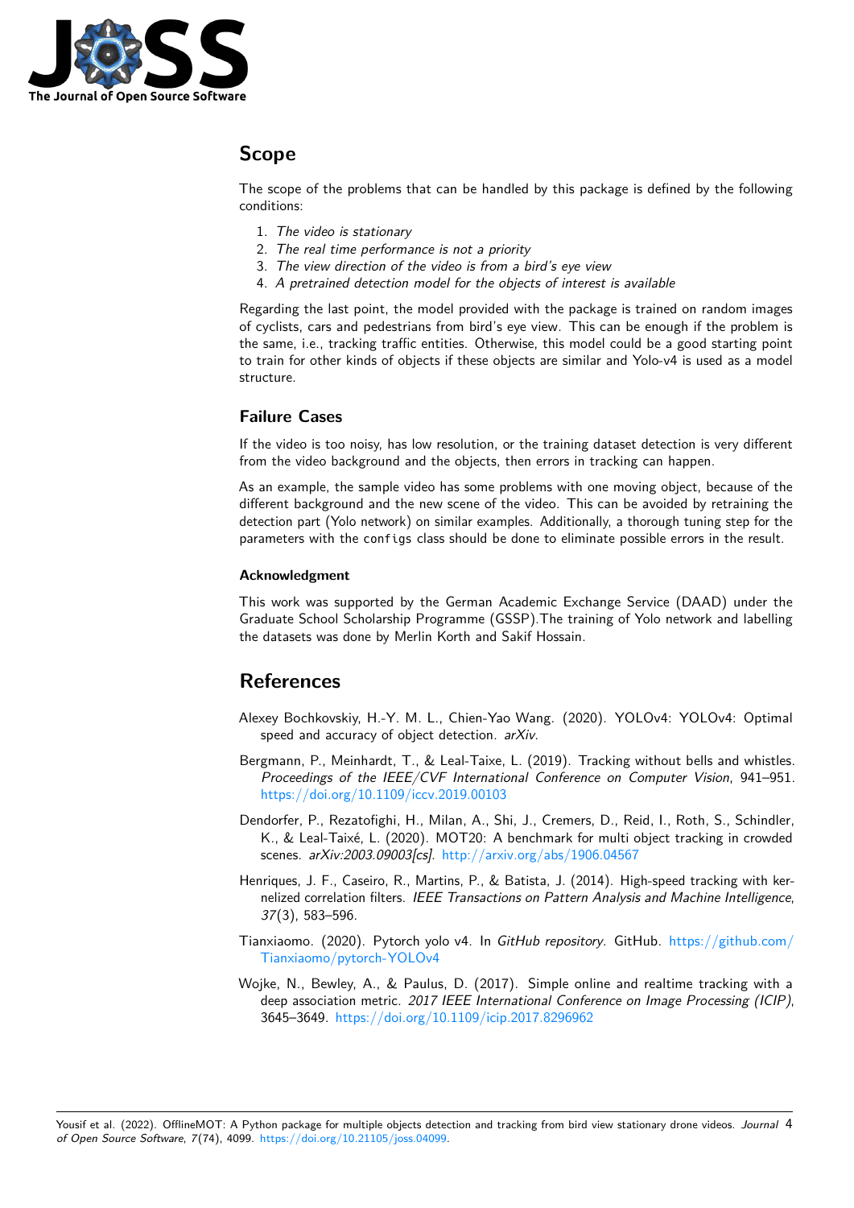## Scope

The scope of the problems that can be handled by this package is defined by the following conditions:

1. *The video is stationary*
2. *The real time performance is not a priority*
3. *The view direction of the video is from a bird's eye view*
4. *A pretrained detection model for the objects of interest is available*

Regarding the last point, the model provided with the package is trained on random images of cyclists, cars and pedestrians from bird's eye view. This can be enough if the problem is the same, i.e., tracking traffic entities. Otherwise, this model could be a good starting point to train for other kinds of objects if these objects are similar and Yolo-v4 is used as a model structure.

### Failure Cases

If the video is too noisy, has low resolution, or the training dataset detection is very different from the video background and the objects, then errors in tracking can happen.

As an example, the sample video has some problems with one moving object, because of the different background and the new scene of the video. This can be avoided by retraining the detection part (Yolo network) on similar examples. Additionally, a thorough tuning step for the parameters with the `configs` class should be done to eliminate possible errors in the result.

#### Acknowledgment

This work was supported by the German Academic Exchange Service (DAAD) under the Graduate School Scholarship Programme (GSSP).The training of Yolo network and labelling the datasets was done by Merlin Korth and Sakif Hossain.

## References

Alexey Bochkovskiy, H.-Y. M. L., Chien-Yao Wang. (2020). YOLOv4: YOLOv4: Optimal speed and accuracy of object detection. *arXiv*.

Bergmann, P., Meinhardt, T., & Leal-Taixe, L. (2019). Tracking without bells and whistles. *Proceedings of the IEEE/CVF International Conference on Computer Vision*, 941–951. https://doi.org/10.1109/iccv.2019.00103

Dendorfer, P., Rezatofighi, H., Milan, A., Shi, J., Cremers, D., Reid, I., Roth, S., Schindler, K., & Leal-Taixé, L. (2020). MOT20: A benchmark for multi object tracking in crowded scenes. *arXiv:2003.09003[cs]*. http://arxiv.org/abs/1906.04567

Henriques, J. F., Caseiro, R., Martins, P., & Batista, J. (2014). High-speed tracking with kernelized correlation filters. *IEEE Transactions on Pattern Analysis and Machine Intelligence*, *37*(3), 583–596.

Tianxiaomo. (2020). Pytorch yolo v4. In *GitHub repository*. GitHub. https://github.com/Tianxiaomo/pytorch-YOLOv4

Wojke, N., Bewley, A., & Paulus, D. (2017). Simple online and realtime tracking with a deep association metric. *2017 IEEE International Conference on Image Processing (ICIP)*, 3645–3649. https://doi.org/10.1109/icip.2017.8296962